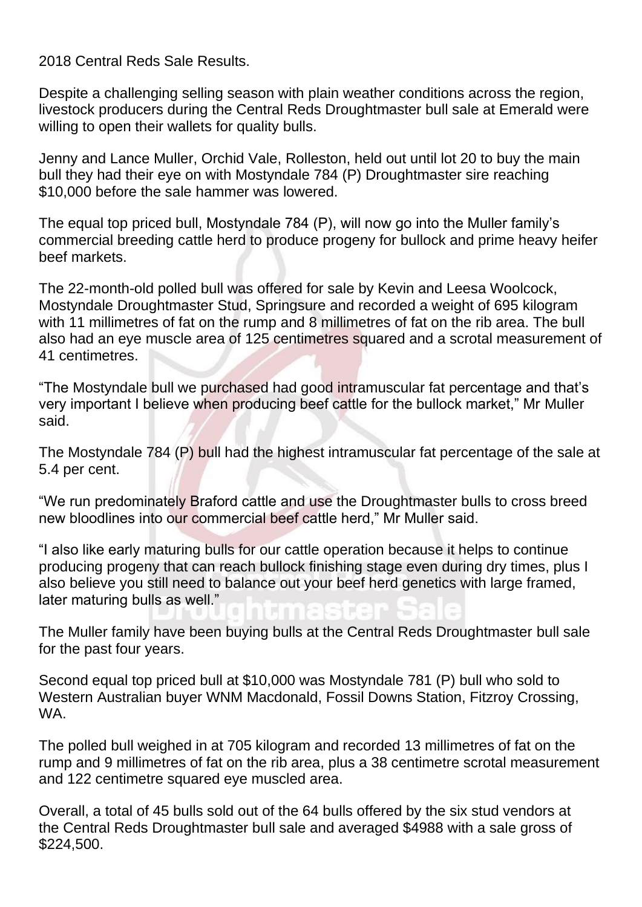2018 Central Reds Sale Results.

Despite a challenging selling season with plain weather conditions across the region, livestock producers during the Central Reds Droughtmaster bull sale at Emerald were willing to open their wallets for quality bulls.

Jenny and Lance Muller, Orchid Vale, Rolleston, held out until lot 20 to buy the main bull they had their eye on with Mostyndale 784 (P) Droughtmaster sire reaching $10,000 before the sale hammer was lowered.

The equal top priced bull, Mostyndale 784 (P), will now go into the Muller family's commercial breeding cattle herd to produce progeny for bullock and prime heavy heifer beef markets.

The 22-month-old polled bull was offered for sale by Kevin and Leesa Woolcock, Mostyndale Droughtmaster Stud, Springsure and recorded a weight of 695 kilogram with 11 millimetres of fat on the rump and 8 millimetres of fat on the rib area. The bull also had an eye muscle area of 125 centimetres squared and a scrotal measurement of 41 centimetres.

"The Mostyndale bull we purchased had good intramuscular fat percentage and that's very important I believe when producing beef cattle for the bullock market," Mr Muller said.

The Mostyndale 784 (P) bull had the highest intramuscular fat percentage of the sale at 5.4 per cent.

"We run predominately Braford cattle and use the Droughtmaster bulls to cross breed new bloodlines into our commercial beef cattle herd," Mr Muller said.

"I also like early maturing bulls for our cattle operation because it helps to continue producing progeny that can reach bullock finishing stage even during dry times, plus I also believe you still need to balance out your beef herd genetics with large framed, later maturing bulls as well."

The Muller family have been buying bulls at the Central Reds Droughtmaster bull sale for the past four years.

Second equal top priced bull at $10,000 was Mostyndale 781 (P) bull who sold to Western Australian buyer WNM Macdonald, Fossil Downs Station, Fitzroy Crossing, WA.

The polled bull weighed in at 705 kilogram and recorded 13 millimetres of fat on the rump and 9 millimetres of fat on the rib area, plus a 38 centimetre scrotal measurement and 122 centimetre squared eye muscled area.

Overall, a total of 45 bulls sold out of the 64 bulls offered by the six stud vendors at the Central Reds Droughtmaster bull sale and averaged $4988 with a sale gross of $224,500.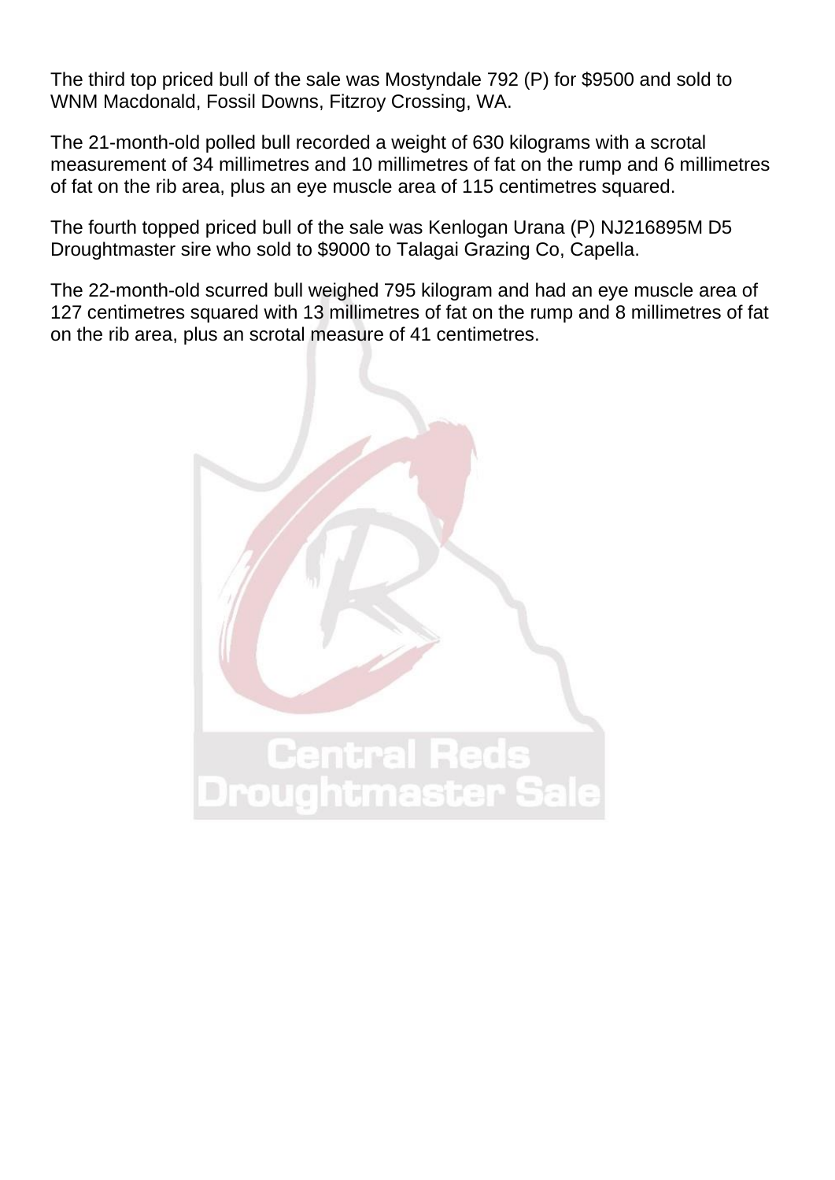The third top priced bull of the sale was Mostyndale 792 (P) for $9500 and sold to WNM Macdonald, Fossil Downs, Fitzroy Crossing, WA.

The 21-month-old polled bull recorded a weight of 630 kilograms with a scrotal measurement of 34 millimetres and 10 millimetres of fat on the rump and 6 millimetres of fat on the rib area, plus an eye muscle area of 115 centimetres squared.

The fourth topped priced bull of the sale was Kenlogan Urana (P) NJ216895M D5 Droughtmaster sire who sold to $9000 to Talagai Grazing Co, Capella.

The 22-month-old scurred bull weighed 795 kilogram and had an eye muscle area of 127 centimetres squared with 13 millimetres of fat on the rump and 8 millimetres of fat on the rib area, plus an scrotal measure of 41 centimetres.

Central Reds Droughtmaster Sale